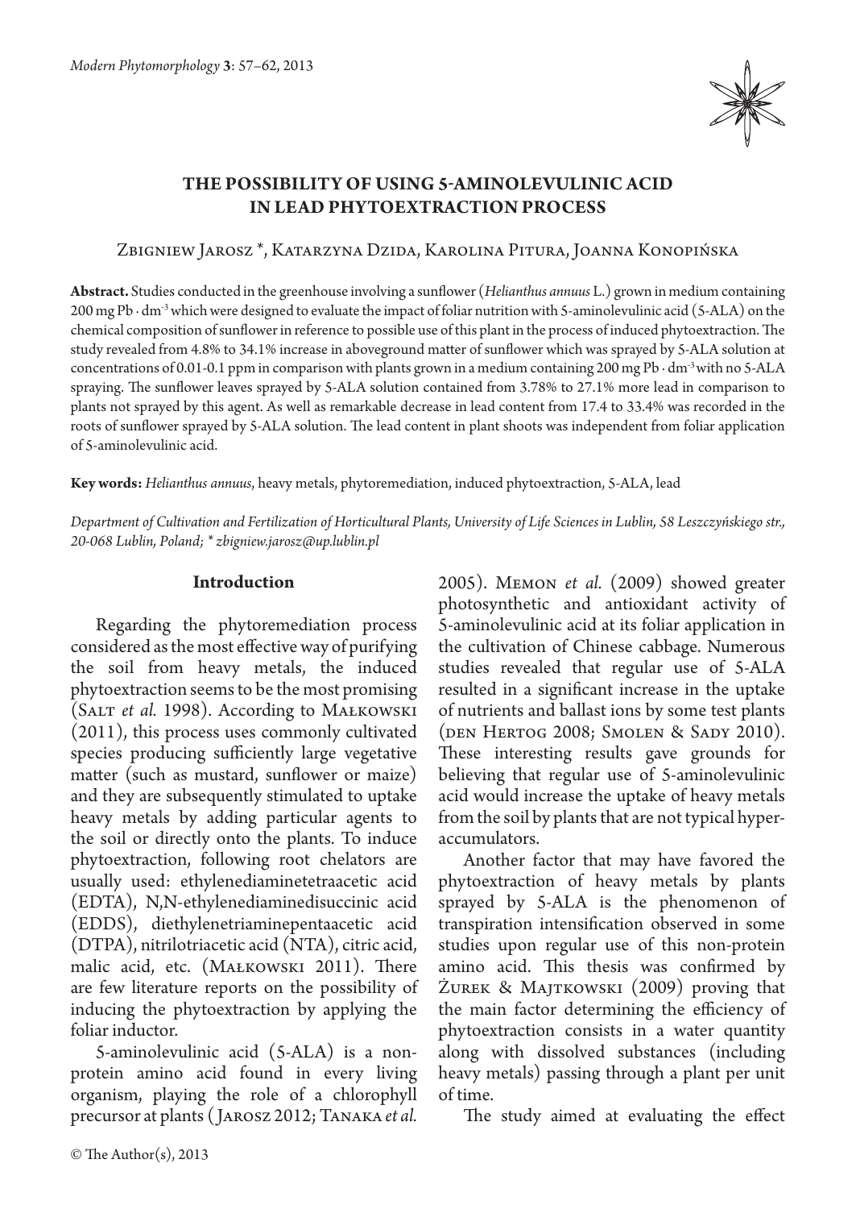# THE POSSIBILITY OF USING 5-AMINOLEVULINIC ACID IN LEAD PHYTOEXTRACTION PROCESS

Zbigniew Jarosz *, Katarzyna Dzida, Karolina Pitura, Joanna Konopińska

**Abstract.** Studies conducted in the greenhouse involving a sunflower (*Helianthus annuus* L.) grown in medium containing 200 mg Pb · $dm^{-3}$ which were designed to evaluate the impact of foliar nutrition with 5-aminolevulinic acid (5-ALA) on the chemical composition of sunflower in reference to possible use of this plant in the process of induced phytoextraction. The study revealed from 4.8% to 34.1% increase in aboveground matter of sunflower which was sprayed by 5-ALA solution at concentrations of 0.01-0.1 ppm in comparison with plants grown in a medium containing 200 mg Pb · $dm^{-3}$ with no 5-ALA spraying. The sunflower leaves sprayed by 5-ALA solution contained from 3.78% to 27.1% more lead in comparison to plants not sprayed by this agent. As well as remarkable decrease in lead content from 17.4 to 33.4% was recorded in the roots of sunflower sprayed by 5-ALA solution. The lead content in plant shoots was independent from foliar application of 5-aminolevulinic acid.

**Key words:** *Helianthus annuus*, heavy metals, phytoremediation, induced phytoextraction, 5-ALA, lead

*Department of Cultivation and Fertilization of Horticultural Plants, University of Life Sciences in Lublin, 58 Leszczyńskiego str., 20-068 Lublin, Poland; * zbigniew.jarosz@up.lublin.pl*

## Introduction

Regarding the phytoremediation process considered as the most effective way of purifying the soil from heavy metals, the induced phytoextraction seems to be the most promising (Salt *et al.* 1998). According to Małkowski (2011), this process uses commonly cultivated species producing sufficiently large vegetative matter (such as mustard, sunflower or maize) and they are subsequently stimulated to uptake heavy metals by adding particular agents to the soil or directly onto the plants. To induce phytoextraction, following root chelators are usually used: ethylenediaminetetraacetic acid (EDTA), N,N-ethylenediaminedisuccinic acid (EDDS), diethylenetriaminepentaacetic acid (DTPA), nitrilotriacetic acid (NTA), citric acid, malic acid, etc. (Małkowski 2011). There are few literature reports on the possibility of inducing the phytoextraction by applying the foliar inductor.

5-aminolevulinic acid (5-ALA) is a non-protein amino acid found in every living organism, playing the role of a chlorophyll precursor at plants (Jarosz 2012; Tanaka *et al.* 2005). Memon *et al.* (2009) showed greater photosynthetic and antioxidant activity of 5-aminolevulinic acid at its foliar application in the cultivation of Chinese cabbage. Numerous studies revealed that regular use of 5-ALA resulted in a significant increase in the uptake of nutrients and ballast ions by some test plants (den Hertog 2008; Smolen & Sady 2010). These interesting results gave grounds for believing that regular use of 5-aminolevulinic acid would increase the uptake of heavy metals from the soil by plants that are not typical hyper-accumulators.

Another factor that may have favored the phytoextraction of heavy metals by plants sprayed by 5-ALA is the phenomenon of transpiration intensification observed in some studies upon regular use of this non-protein amino acid. This thesis was confirmed by Żurek & Majtkowski (2009) proving that the main factor determining the efficiency of phytoextraction consists in a water quantity along with dissolved substances (including heavy metals) passing through a plant per unit of time.

The study aimed at evaluating the effect

© The Author(s), 2013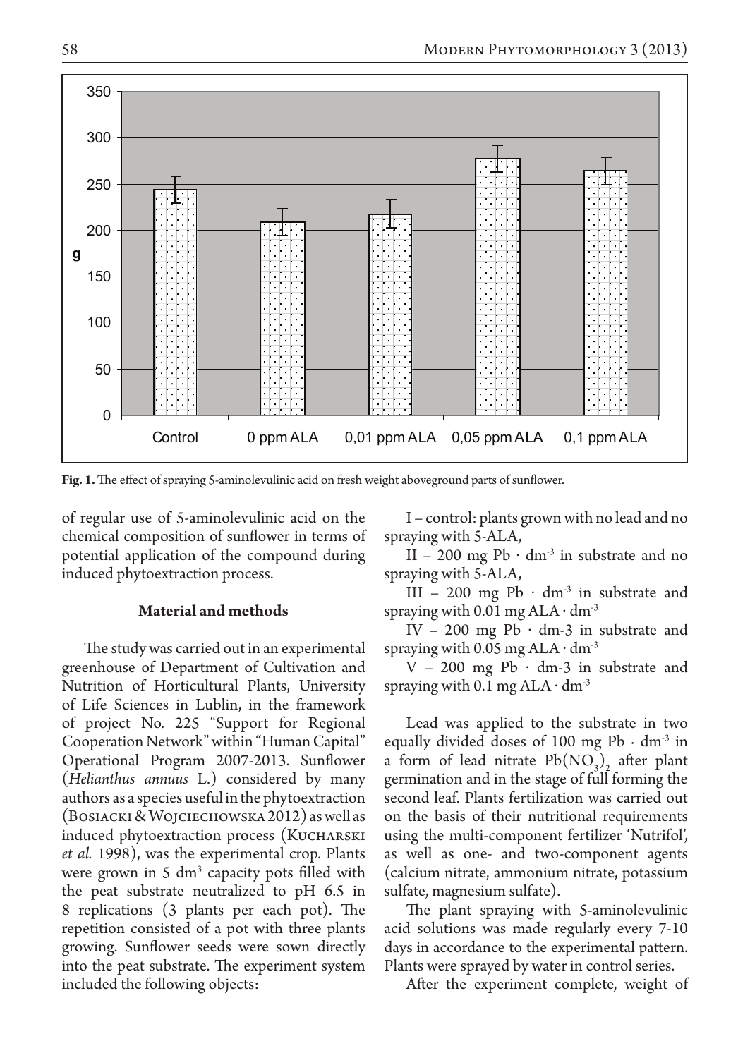Fig. 1. The effect of spraying 5-aminolevulinic acid on fresh weight aboveground parts of sunflower.

of regular use of 5-aminolevulinic acid on the chemical composition of sunflower in terms of potential application of the compound during induced phytoextraction process.

## Material and methods

The study was carried out in an experimental greenhouse of Department of Cultivation and Nutrition of Horticultural Plants, University of Life Sciences in Lublin, in the framework of project No. 225 "Support for Regional Cooperation Network" within "Human Capital" Operational Program 2007-2013. Sunflower (*Helianthus annuus* L.) considered by many authors as a species useful in the phytoextraction (Bosiacki & Wojciechowska 2012) as well as induced phytoextraction process (Kucharski *et al.* 1998), was the experimental crop. Plants were grown in 5 $dm^3$ capacity pots filled with the peat substrate neutralized to pH 6.5 in 8 replications (3 plants per each pot). The repetition consisted of a pot with three plants growing. Sunflower seeds were sown directly into the peat substrate. The experiment system included the following objects:

I – control: plants grown with no lead and no spraying with 5-ALA,

II – 200 mg Pb · $dm^{-3}$ in substrate and no spraying with 5-ALA,

III – 200 mg Pb · $dm^{-3}$ in substrate and spraying with 0.01 mg ALA · $dm^{-3}$

IV – 200 mg Pb · dm-3 in substrate and spraying with 0.05 mg ALA · $dm^{-3}$

V – 200 mg Pb · dm-3 in substrate and spraying with 0.1 mg ALA · $dm^{-3}$

Lead was applied to the substrate in two equally divided doses of 100 mg Pb · $dm^{-3}$ in a form of lead nitrate $Pb(NO_3)_2$ after plant germination and in the stage of full forming the second leaf. Plants fertilization was carried out on the basis of their nutritional requirements using the multi-component fertilizer 'Nutrifol', as well as one- and two-component agents (calcium nitrate, ammonium nitrate, potassium sulfate, magnesium sulfate).

The plant spraying with 5-aminolevulinic acid solutions was made regularly every 7-10 days in accordance to the experimental pattern. Plants were sprayed by water in control series.

After the experiment complete, weight of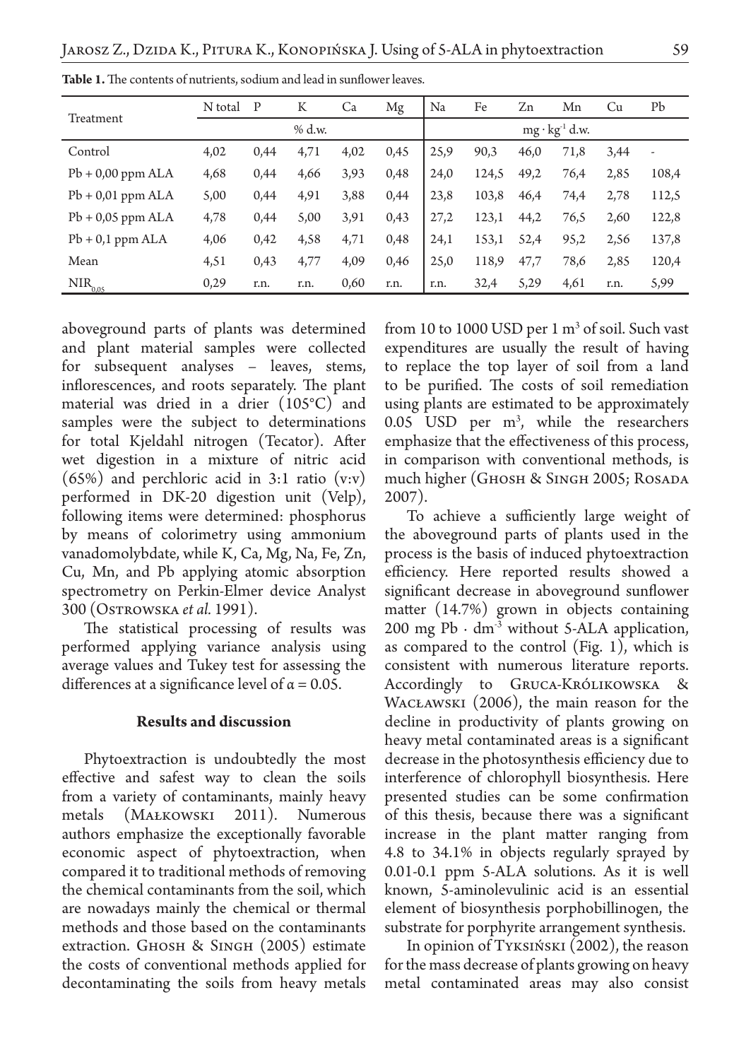**Table 1.** The contents of nutrients, sodium and lead in sunflower leaves.

| Treatment | N total | P | K | Ca | Mg | Na | Fe | Zn | Mn | Cu | Pb |
|---|---|---|---|---|---|---|---|---|---|---|---|
| | % d.w. | | | | | $mg \cdot kg^{-1}$ d.w. | | | | | |
| Control | 4,02 | 0,44 | 4,71 | 4,02 | 0,45 | 25,9 | 90,3 | 46,0 | 71,8 | 3,44 | - |
| Pb + 0,00 ppm ALA | 4,68 | 0,44 | 4,66 | 3,93 | 0,48 | 24,0 | 124,5 | 49,2 | 76,4 | 2,85 | 108,4 |
| Pb + 0,01 ppm ALA | 5,00 | 0,44 | 4,91 | 3,88 | 0,44 | 23,8 | 103,8 | 46,4 | 74,4 | 2,78 | 112,5 |
| Pb + 0,05 ppm ALA | 4,78 | 0,44 | 5,00 | 3,91 | 0,43 | 27,2 | 123,1 | 44,2 | 76,5 | 2,60 | 122,8 |
| Pb + 0,1 ppm ALA | 4,06 | 0,42 | 4,58 | 4,71 | 0,48 | 24,1 | 153,1 | 52,4 | 95,2 | 2,56 | 137,8 |
| Mean | 4,51 | 0,43 | 4,77 | 4,09 | 0,46 | 25,0 | 118,9 | 47,7 | 78,6 | 2,85 | 120,4 |
| $NIR_{0,05}$ | 0,29 | r.n. | r.n. | 0,60 | r.n. | r.n. | 32,4 | 5,29 | 4,61 | r.n. | 5,99 |

aboveground parts of plants was determined and plant material samples were collected for subsequent analyses – leaves, stems, inflorescences, and roots separately. The plant material was dried in a drier (105°C) and samples were the subject to determinations for total Kjeldahl nitrogen (Tecator). After wet digestion in a mixture of nitric acid (65%) and perchloric acid in 3:1 ratio (v:v) performed in DK-20 digestion unit (Velp), following items were determined: phosphorus by means of colorimetry using ammonium vanadomolybdate, while K, Ca, Mg, Na, Fe, Zn, Cu, Mn, and Pb applying atomic absorption spectrometry on Perkin-Elmer device Analyst 300 (Ostrowska *et al.* 1991).

The statistical processing of results was performed applying variance analysis using average values and Tukey test for assessing the differences at a significance level of $\alpha = 0.05$.

## Results and discussion

Phytoextraction is undoubtedly the most effective and safest way to clean the soils from a variety of contaminants, mainly heavy metals (Małkowski 2011). Numerous authors emphasize the exceptionally favorable economic aspect of phytoextraction, when compared it to traditional methods of removing the chemical contaminants from the soil, which are nowadays mainly the chemical or thermal methods and those based on the contaminants extraction. Ghosh & Singh (2005) estimate the costs of conventional methods applied for decontaminating the soils from heavy metals from 10 to 1000 USD per 1 $m^3$ of soil. Such vast expenditures are usually the result of having to replace the top layer of soil from a land to be purified. The costs of soil remediation using plants are estimated to be approximately 0.05 USD per $m^3$, while the researchers emphasize that the effectiveness of this process, in comparison with conventional methods, is much higher (Ghosh & Singh 2005; Rosada 2007).

To achieve a sufficiently large weight of the aboveground parts of plants used in the process is the basis of induced phytoextraction efficiency. Here reported results showed a significant decrease in aboveground sunflower matter (14.7%) grown in objects containing 200 mg Pb $\cdot$ $dm^{-3}$ without 5-ALA application, as compared to the control (Fig. 1), which is consistent with numerous literature reports. Accordingly to Gruca-Królikowska & Wacławski (2006), the main reason for the decline in productivity of plants growing on heavy metal contaminated areas is a significant decrease in the photosynthesis efficiency due to interference of chlorophyll biosynthesis. Here presented studies can be some confirmation of this thesis, because there was a significant increase in the plant matter ranging from 4.8 to 34.1% in objects regularly sprayed by 0.01-0.1 ppm 5-ALA solutions. As it is well known, 5-aminolevulinic acid is an essential element of biosynthesis porphobillinogen, the substrate for porphyrite arrangement synthesis.

In opinion of Tyksiński (2002), the reason for the mass decrease of plants growing on heavy metal contaminated areas may also consist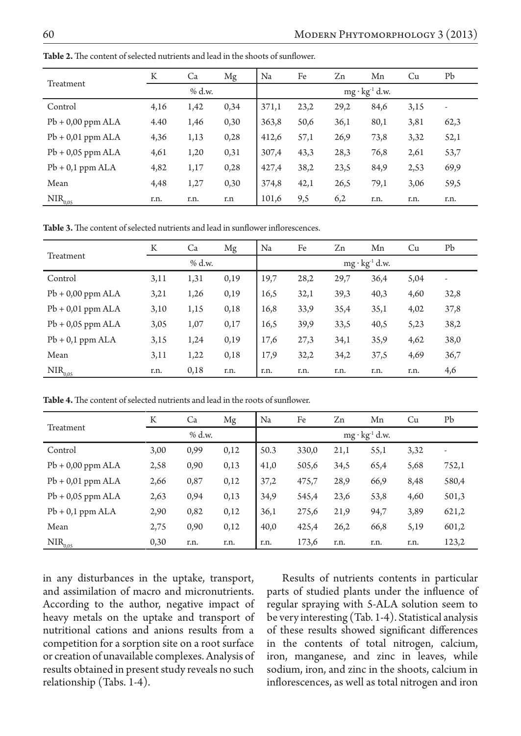**Table 2.** The content of selected nutrients and lead in the shoots of sunflower.

| Treatment | K | Ca | Mg | Na | Fe | Zn | Mn | Cu | Pb |
|---|---|---|---|---|---|---|---|---|---|
| | % d.w. | | | $mg \cdot kg^{-1}$ d.w. | | | | | |
| Control | 4,16 | 1,42 | 0,34 | 371,1 | 23,2 | 29,2 | 84,6 | 3,15 | - |
| Pb + 0,00 ppm ALA | 4.40 | 1,46 | 0,30 | 363,8 | 50,6 | 36,1 | 80,1 | 3,81 | 62,3 |
| Pb + 0,01 ppm ALA | 4,36 | 1,13 | 0,28 | 412,6 | 57,1 | 26,9 | 73,8 | 3,32 | 52,1 |
| Pb + 0,05 ppm ALA | 4,61 | 1,20 | 0,31 | 307,4 | 43,3 | 28,3 | 76,8 | 2,61 | 53,7 |
| Pb + 0,1 ppm ALA | 4,82 | 1,17 | 0,28 | 427,4 | 38,2 | 23,5 | 84,9 | 2,53 | 69,9 |
| Mean | 4,48 | 1,27 | 0,30 | 374,8 | 42,1 | 26,5 | 79,1 | 3,06 | 59,5 |
| $NIR_{0,05}$ | r.n. | r.n. | r.n | 101,6 | 9,5 | 6,2 | r.n. | r.n. | r.n. |

**Table 3.** The content of selected nutrients and lead in sunflower inflorescences.

| Treatment | K | Ca | Mg | Na | Fe | Zn | Mn | Cu | Pb |
|---|---|---|---|---|---|---|---|---|---|
| | % d.w. | | | $mg \cdot kg^{-1}$ d.w. | | | | | |
| Control | 3,11 | 1,31 | 0,19 | 19,7 | 28,2 | 29,7 | 36,4 | 5,04 | - |
| Pb + 0,00 ppm ALA | 3,21 | 1,26 | 0,19 | 16,5 | 32,1 | 39,3 | 40,3 | 4,60 | 32,8 |
| Pb + 0,01 ppm ALA | 3,10 | 1,15 | 0,18 | 16,8 | 33,9 | 35,4 | 35,1 | 4,02 | 37,8 |
| Pb + 0,05 ppm ALA | 3,05 | 1,07 | 0,17 | 16,5 | 39,9 | 33,5 | 40,5 | 5,23 | 38,2 |
| Pb + 0,1 ppm ALA | 3,15 | 1,24 | 0,19 | 17,6 | 27,3 | 34,1 | 35,9 | 4,62 | 38,0 |
| Mean | 3,11 | 1,22 | 0,18 | 17,9 | 32,2 | 34,2 | 37,5 | 4,69 | 36,7 |
| $NIR_{0,05}$ | r.n. | 0,18 | r.n. | r.n. | r.n. | r.n. | r.n. | r.n. | 4,6 |

**Table 4.** The content of selected nutrients and lead in the roots of sunflower.

| Treatment | K | Ca | Mg | Na | Fe | Zn | Mn | Cu | Pb |
|---|---|---|---|---|---|---|---|---|---|
| | % d.w. | | | $mg \cdot kg^{-1}$ d.w. | | | | | |
| Control | 3,00 | 0,99 | 0,12 | 50.3 | 330,0 | 21,1 | 55,1 | 3,32 | - |
| Pb + 0,00 ppm ALA | 2,58 | 0,90 | 0,13 | 41,0 | 505,6 | 34,5 | 65,4 | 5,68 | 752,1 |
| Pb + 0,01 ppm ALA | 2,66 | 0,87 | 0,12 | 37,2 | 475,7 | 28,9 | 66,9 | 8,48 | 580,4 |
| Pb + 0,05 ppm ALA | 2,63 | 0,94 | 0,13 | 34,9 | 545,4 | 23,6 | 53,8 | 4,60 | 501,3 |
| Pb + 0,1 ppm ALA | 2,90 | 0,82 | 0,12 | 36,1 | 275,6 | 21,9 | 94,7 | 3,89 | 621,2 |
| Mean | 2,75 | 0,90 | 0,12 | 40,0 | 425,4 | 26,2 | 66,8 | 5,19 | 601,2 |
| $NIR_{0,05}$ | 0,30 | r.n. | r.n. | r.n. | 173,6 | r.n. | r.n. | r.n. | 123,2 |

in any disturbances in the uptake, transport, and assimilation of macro and micronutrients. According to the author, negative impact of heavy metals on the uptake and transport of nutritional cations and anions results from a competition for a sorption site on a root surface or creation of unavailable complexes. Analysis of results obtained in present study reveals no such relationship (Tabs. 1-4).

Results of nutrients contents in particular parts of studied plants under the influence of regular spraying with 5-ALA solution seem to be very interesting (Tab. 1-4). Statistical analysis of these results showed significant differences in the contents of total nitrogen, calcium, iron, manganese, and zinc in leaves, while sodium, iron, and zinc in the shoots, calcium in inflorescences, as well as total nitrogen and iron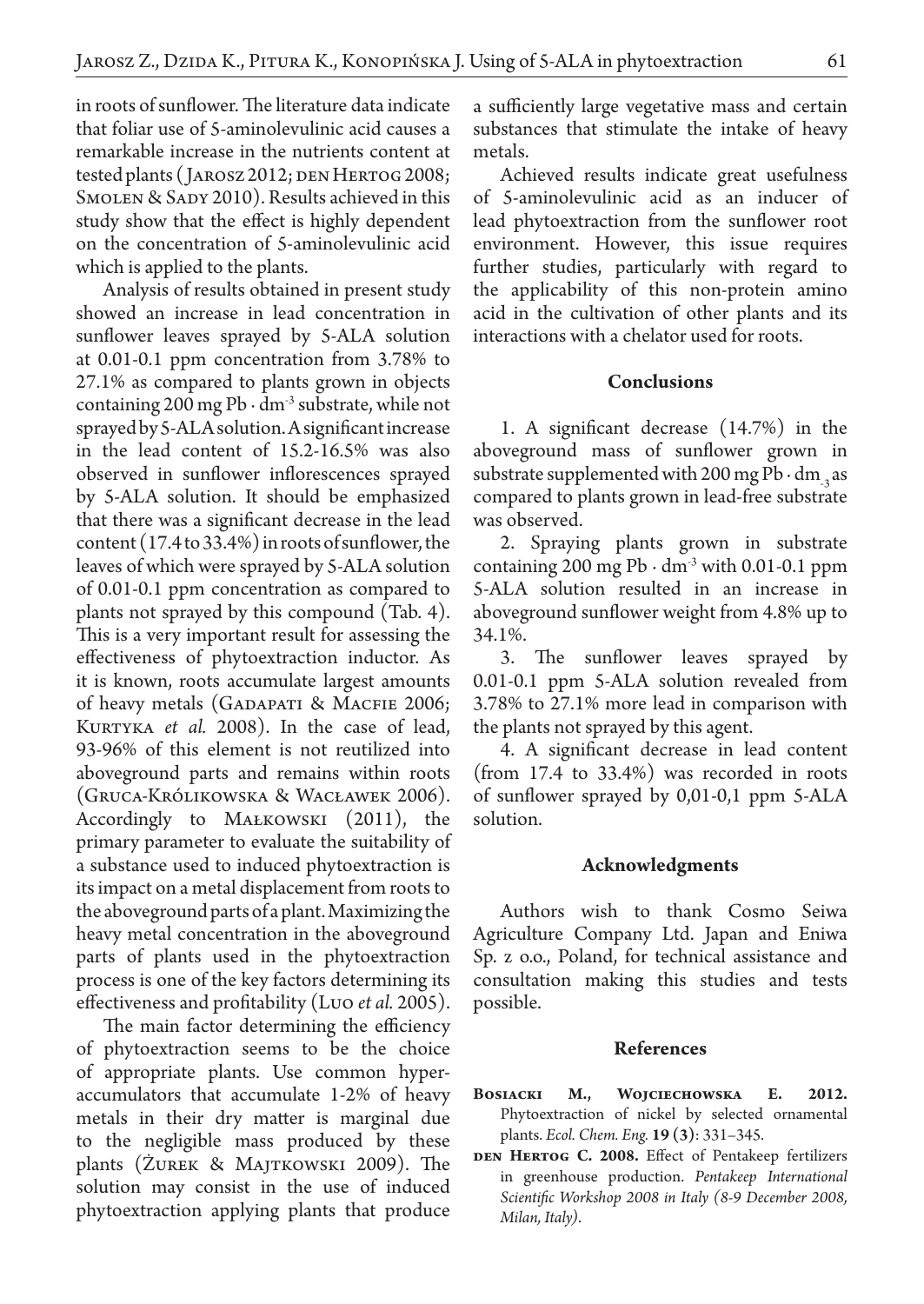in roots of sunflower. The literature data indicate that foliar use of 5-aminolevulinic acid causes a remarkable increase in the nutrients content at tested plants (Jarosz 2012; den Hertog 2008; Smolen & Sady 2010). Results achieved in this study show that the effect is highly dependent on the concentration of 5-aminolevulinic acid which is applied to the plants.

Analysis of results obtained in present study showed an increase in lead concentration in sunflower leaves sprayed by 5-ALA solution at 0.01-0.1 ppm concentration from 3.78% to 27.1% as compared to plants grown in objects containing 200 mg Pb · $dm^{-3}$ substrate, while not sprayed by 5-ALA solution. A significant increase in the lead content of 15.2-16.5% was also observed in sunflower inflorescences sprayed by 5-ALA solution. It should be emphasized that there was a significant decrease in the lead content (17.4 to 33.4%) in roots of sunflower, the leaves of which were sprayed by 5-ALA solution of 0.01-0.1 ppm concentration as compared to plants not sprayed by this compound (Tab. 4). This is a very important result for assessing the effectiveness of phytoextraction inductor. As it is known, roots accumulate largest amounts of heavy metals (Gadapati & Macfie 2006; Kurtyka *et al.* 2008). In the case of lead, 93-96% of this element is not reutilized into aboveground parts and remains within roots (Gruca-Królikowska & Wacławek 2006). Accordingly to Małkowski (2011), the primary parameter to evaluate the suitability of a substance used to induced phytoextraction is its impact on a metal displacement from roots to the aboveground parts of a plant. Maximizing the heavy metal concentration in the aboveground parts of plants used in the phytoextraction process is one of the key factors determining its effectiveness and profitability (Luo *et al.* 2005).

The main factor determining the efficiency of phytoextraction seems to be the choice of appropriate plants. Use common hyperaccumulators that accumulate 1-2% of heavy metals in their dry matter is marginal due to the negligible mass produced by these plants (Żurek & Majtkowski 2009). The solution may consist in the use of induced phytoextraction applying plants that produce a sufficiently large vegetative mass and certain substances that stimulate the intake of heavy metals.

Achieved results indicate great usefulness of 5-aminolevulinic acid as an inducer of lead phytoextraction from the sunflower root environment. However, this issue requires further studies, particularly with regard to the applicability of this non-protein amino acid in the cultivation of other plants and its interactions with a chelator used for roots.

## Conclusions

1. A significant decrease (14.7%) in the aboveground mass of sunflower grown in substrate supplemented with 200 mg Pb · $dm_{-3}$ as compared to plants grown in lead-free substrate was observed.

2. Spraying plants grown in substrate containing 200 mg Pb · $dm^{-3}$ with 0.01-0.1 ppm 5-ALA solution resulted in an increase in aboveground sunflower weight from 4.8% up to 34.1%.

3. The sunflower leaves sprayed by 0.01-0.1 ppm 5-ALA solution revealed from 3.78% to 27.1% more lead in comparison with the plants not sprayed by this agent.

4. A significant decrease in lead content (from 17.4 to 33.4%) was recorded in roots of sunflower sprayed by 0,01-0,1 ppm 5-ALA solution.

## Acknowledgments

Authors wish to thank Cosmo Seiwa Agriculture Company Ltd. Japan and Eniwa Sp. z o.o., Poland, for technical assistance and consultation making this studies and tests possible.

## References

**Bosiacki M., Wojciechowska E. 2012.** Phytoextraction of nickel by selected ornamental plants. *Ecol. Chem. Eng.* **19 (3)**: 331–345.

**den Hertog C. 2008.** Effect of Pentakeep fertilizers in greenhouse production. *Pentakeep International Scientific Workshop 2008 in Italy (8-9 December 2008, Milan, Italy).*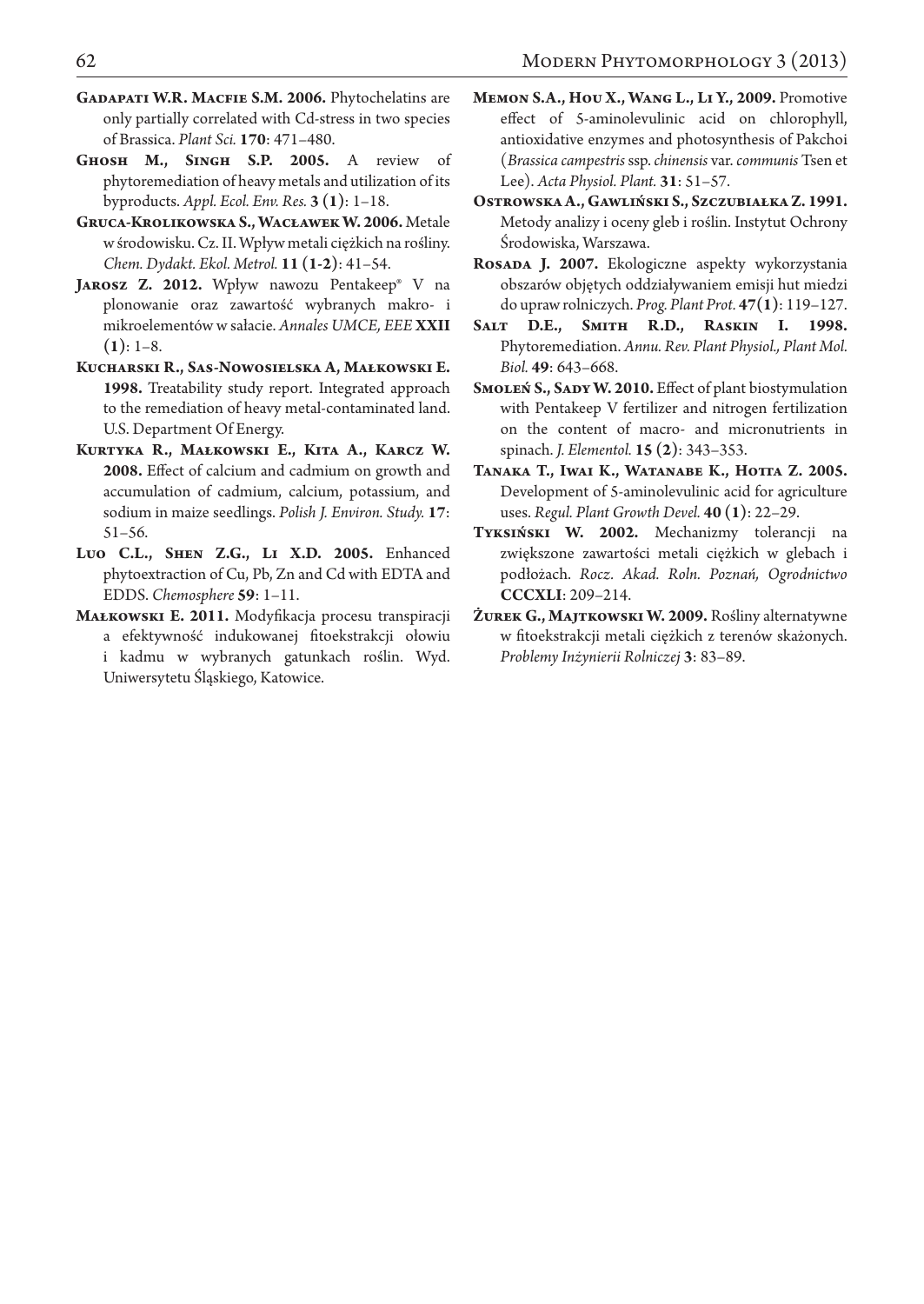**Gadapati W.R. Macfie S.M. 2006.** Phytochelatins are only partially correlated with Cd-stress in two species of Brassica. *Plant Sci.* **170**: 471–480.

**Ghosh M., Singh S.P. 2005.** A review of phytoremediation of heavy metals and utilization of its byproducts. *Appl. Ecol. Env. Res.* **3 (1)**: 1–18.

**Gruca-Krolikowska S., Wacławek W. 2006.** Metale w środowisku. Cz. II. Wpływ metali ciężkich na rośliny. *Chem. Dydakt. Ekol. Metrol.* **11 (1-2)**: 41–54.

**Jarosz Z. 2012.** Wpływ nawozu Pentakeep® V na plonowanie oraz zawartość wybranych makro- i mikroelementów w sałacie. *Annales UMCE, EEE* **XXII (1)**: 1–8.

**Kucharski R., Sas-Nowosielska A, Małkowski E. 1998.** Treatability study report. Integrated approach to the remediation of heavy metal-contaminated land. U.S. Department Of Energy.

**Kurtyka R., Małkowski E., Kita A., Karcz W. 2008.** Effect of calcium and cadmium on growth and accumulation of cadmium, calcium, potassium, and sodium in maize seedlings. *Polish J. Environ. Study.* **17**: 51–56.

**Luo C.L., Shen Z.G., Li X.D. 2005.** Enhanced phytoextraction of Cu, Pb, Zn and Cd with EDTA and EDDS. *Chemosphere* **59**: 1–11.

**Małkowski E. 2011.** Modyfikacja procesu transpiracji a efektywność indukowanej fitoekstrakcji ołowiu i kadmu w wybranych gatunkach roślin. Wyd. Uniwersytetu Śląskiego, Katowice.

**Memon S.A., Hou X., Wang L., Li Y., 2009.** Promotive effect of 5-aminolevulinic acid on chlorophyll, antioxidative enzymes and photosynthesis of Pakchoi (*Brassica campestris* ssp. *chinensis* var. *communis* Tsen et Lee). *Acta Physiol. Plant.* **31**: 51–57.

**Ostrowska A., Gawliński S., Szczubiałka Z. 1991.** Metody analizy i oceny gleb i roślin. Instytut Ochrony Środowiska, Warszawa.

**Rosada J. 2007.** Ekologiczne aspekty wykorzystania obszarów objętych oddziaływaniem emisji hut miedzi do upraw rolniczych. *Prog. Plant Prot.* **47(1)**: 119–127.

**Salt D.E., Smith R.D., Raskin I. 1998.** Phytoremediation. *Annu. Rev. Plant Physiol., Plant Mol. Biol.* **49**: 643–668.

**Smoleń S., Sady W. 2010.** Effect of plant biostymulation with Pentakeep V fertilizer and nitrogen fertilization on the content of macro- and micronutrients in spinach. *J. Elementol.* **15 (2)**: 343–353.

**Tanaka T., Iwai K., Watanabe K., Hotta Z. 2005.** Development of 5-aminolevulinic acid for agriculture uses. *Regul. Plant Growth Devel.* **40 (1)**: 22–29.

**Tyksiński W. 2002.** Mechanizmy tolerancji na zwiększone zawartości metali ciężkich w glebach i podłożach. *Rocz. Akad. Roln. Poznań, Ogrodnictwo* **CCCXLI**: 209–214.

**Żurek G., Majtkowski W. 2009.** Rośliny alternatywne w fitoekstrakcji metali ciężkich z terenów skażonych. *Problemy Inżynierii Rolniczej* **3**: 83–89.